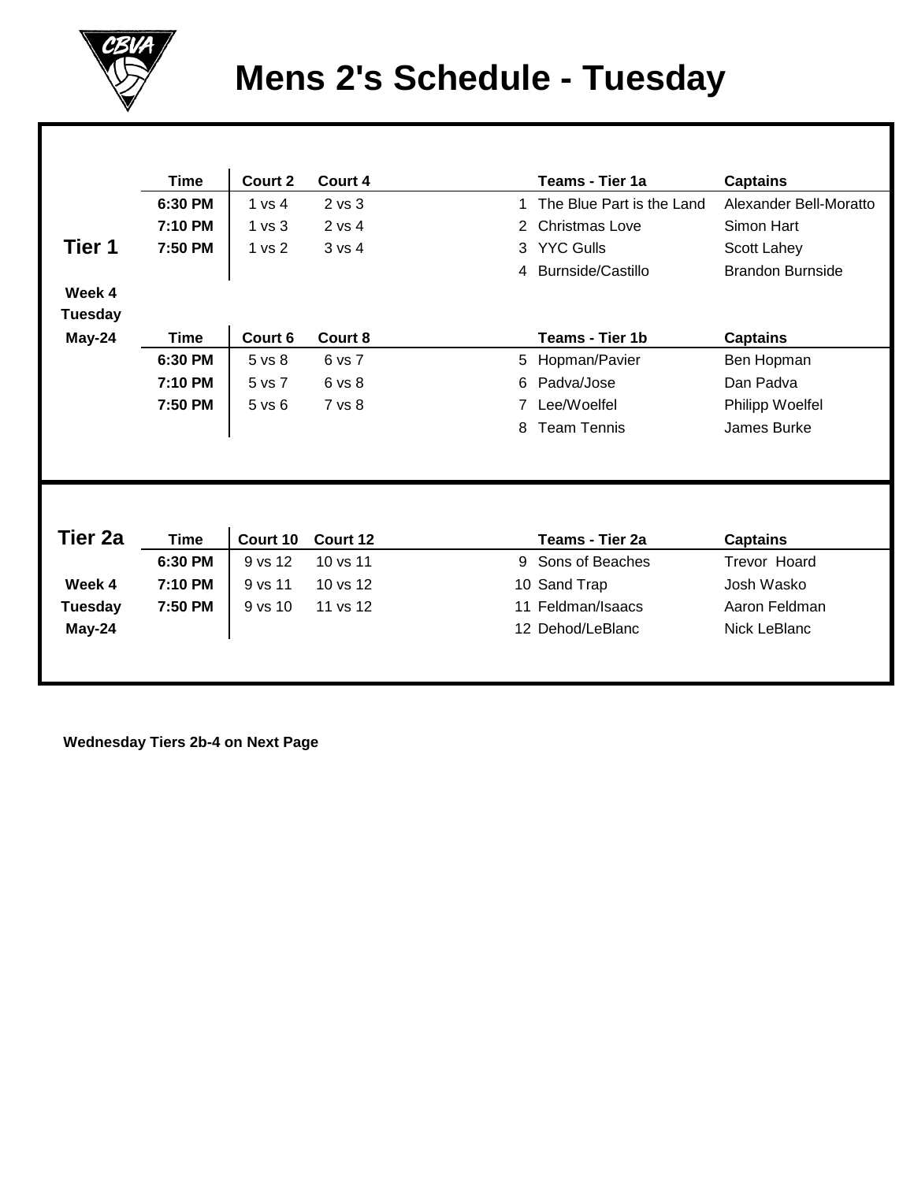# Mens 2's Schedule - Tuesday

## Tier 1

**Week 4**
**Tuesday**
**May-24**

| Time | Court 2 | Court 4 | | Teams - Tier 1a | Captains |
|---|---|---|---|---|---|
| **6:30 PM** | 1 vs 4 | 2 vs 3 | 1 | The Blue Part is the Land | Alexander Bell-Moratto |
| **7:10 PM** | 1 vs 3 | 2 vs 4 | 2 | Christmas Love | Simon Hart |
| **7:50 PM** | 1 vs 2 | 3 vs 4 | 3 | YYC Gulls | Scott Lahey |
| | | | 4 | Burnside/Castillo | Brandon Burnside |

| Time | Court 6 | Court 8 | | Teams - Tier 1b | Captains |
|---|---|---|---|---|---|
| **6:30 PM** | 5 vs 8 | 6 vs 7 | 5 | Hopman/Pavier | Ben Hopman |
| **7:10 PM** | 5 vs 7 | 6 vs 8 | 6 | Padva/Jose | Dan Padva |
| **7:50 PM** | 5 vs 6 | 7 vs 8 | 7 | Lee/Woelfel | Philipp Woelfel |
| | | | 8 | Team Tennis | James Burke |

## Tier 2a

**Week 4**
**Tuesday**
**May-24**

| Time | Court 10 | Court 12 | | Teams - Tier 2a | Captains |
|---|---|---|---|---|---|
| **6:30 PM** | 9 vs 12 | 10 vs 11 | 9 | Sons of Beaches | Trevor Hoard |
| **7:10 PM** | 9 vs 11 | 10 vs 12 | 10 | Sand Trap | Josh Wasko |
| **7:50 PM** | 9 vs 10 | 11 vs 12 | 11 | Feldman/Isaacs | Aaron Feldman |
| | | | 12 | Dehod/LeBlanc | Nick LeBlanc |

**Wednesday Tiers 2b-4 on Next Page**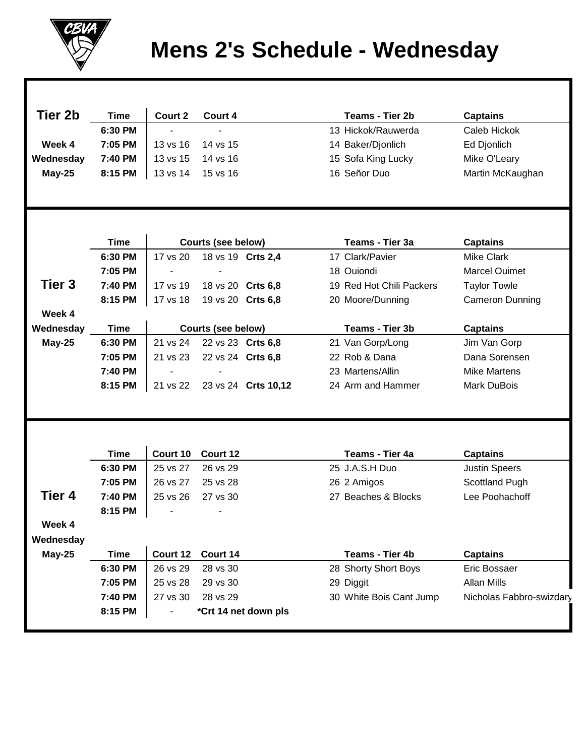# Mens 2's Schedule - Wednesday

## Tier 2b

Week 4
Wednesday
May-25

| Time | Court 2 | Court 4 | Teams - Tier 2b | Captains |
|---|---|---|---|---|
| 6:30 PM | - | - | 13 Hickok/Rauwerda | Caleb Hickok |
| 7:05 PM | 13 vs 16 | 14 vs 15 | 14 Baker/Djonlich | Ed Djonlich |
| 7:40 PM | 13 vs 15 | 14 vs 16 | 15 Sofa King Lucky | Mike O'Leary |
| 8:15 PM | 13 vs 14 | 15 vs 16 | 16 Señor Duo | Martin McKaughan |

## Tier 3

Week 4
Wednesday
May-25

| Time | Courts (see below) | | | Teams - Tier 3a | Captains |
|---|---|---|---|---|---|
| 6:30 PM | 17 vs 20 | 18 vs 19 | **Crts 2,4** | 17 Clark/Pavier | Mike Clark |
| 7:05 PM | - | - | | 18 Ouiondi | Marcel Ouimet |
| 7:40 PM | 17 vs 19 | 18 vs 20 | **Crts 6,8** | 19 Red Hot Chili Packers | Taylor Towle |
| 8:15 PM | 17 vs 18 | 19 vs 20 | **Crts 6,8** | 20 Moore/Dunning | Cameron Dunning |

| Time | Courts (see below) | | | Teams - Tier 3b | Captains |
|---|---|---|---|---|---|
| 6:30 PM | 21 vs 24 | 22 vs 23 | **Crts 6,8** | 21 Van Gorp/Long | Jim Van Gorp |
| 7:05 PM | 21 vs 23 | 22 vs 24 | **Crts 6,8** | 22 Rob & Dana | Dana Sorensen |
| 7:40 PM | - | - | | 23 Martens/Allin | Mike Martens |
| 8:15 PM | 21 vs 22 | 23 vs 24 | **Crts 10,12** | 24 Arm and Hammer | Mark DuBois |

## Tier 4

Week 4
Wednesday
May-25

| Time | Court 10 | Court 12 | Teams - Tier 4a | Captains |
|---|---|---|---|---|
| 6:30 PM | 25 vs 27 | 26 vs 29 | 25 J.A.S.H Duo | Justin Speers |
| 7:05 PM | 26 vs 27 | 25 vs 28 | 26 2 Amigos | Scottland Pugh |
| 7:40 PM | 25 vs 26 | 27 vs 30 | 27 Beaches & Blocks | Lee Poohachoff |
| 8:15 PM | - | - | | |

| Time | Court 12 | Court 14 | Teams - Tier 4b | Captains |
|---|---|---|---|---|
| 6:30 PM | 26 vs 29 | 28 vs 30 | 28 Shorty Short Boys | Eric Bossaer |
| 7:05 PM | 25 vs 28 | 29 vs 30 | 29 Diggit | Allan Mills |
| 7:40 PM | 27 vs 30 | 28 vs 29 | 30 White Bois Cant Jump | Nicholas Fabbro-swizdary |
| 8:15 PM | - | *Crt 14 net down pls | | |